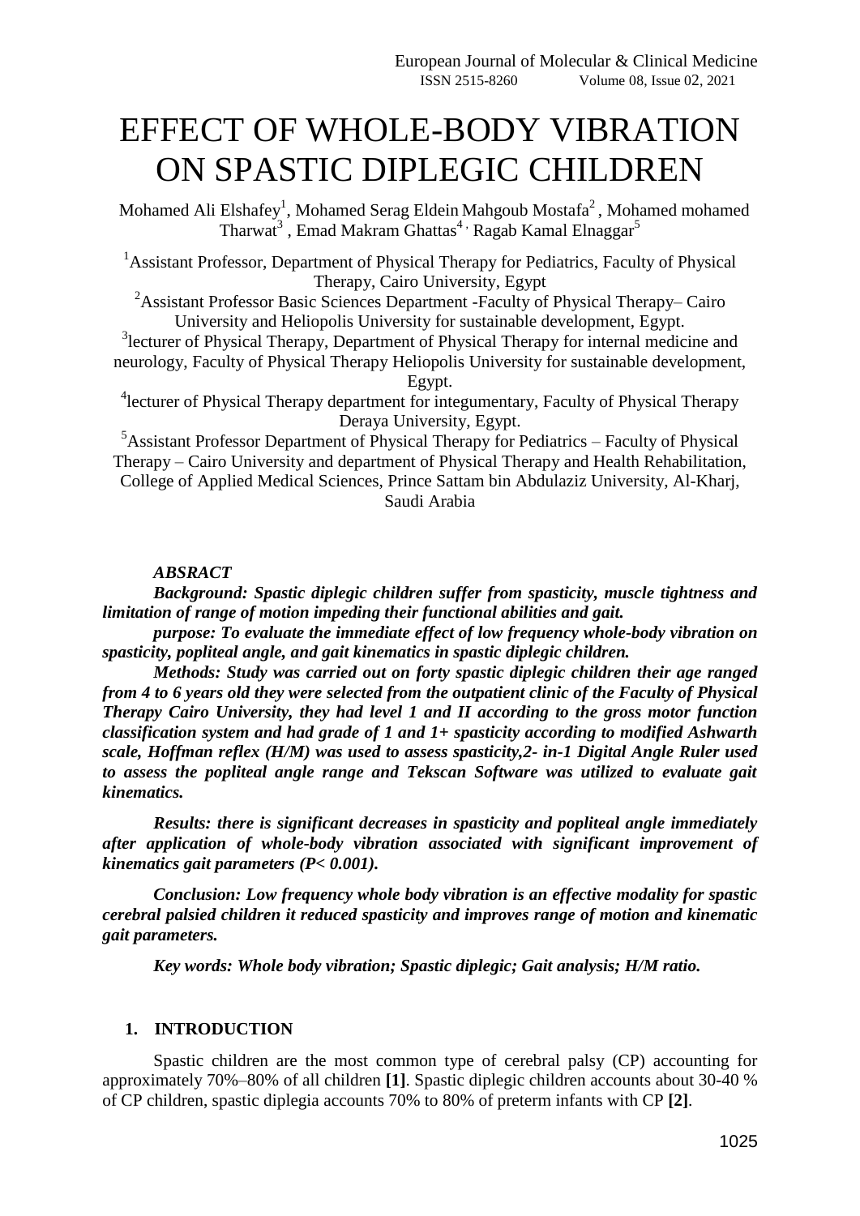# EFFECT OF WHOLE-BODY VIBRATION ON SPASTIC DIPLEGIC CHILDREN

Mohamed Ali Elshafey[1], Mohamed Serag Eldein Mahgoub Mostafa[2], Mohamed mohamed Tharwat[3], Emad Makram Ghattas[4], Ragab Kamal Elnaggar[5]

[1]Assistant Professor, Department of Physical Therapy for Pediatrics, Faculty of Physical Therapy, Cairo University, Egypt

[2]Assistant Professor Basic Sciences Department -Faculty of Physical Therapy– Cairo University and Heliopolis University for sustainable development, Egypt.

[3]lecturer of Physical Therapy, Department of Physical Therapy for internal medicine and neurology, Faculty of Physical Therapy Heliopolis University for sustainable development, Egypt.

[4]lecturer of Physical Therapy department for integumentary, Faculty of Physical Therapy Deraya University, Egypt.

[5]Assistant Professor Department of Physical Therapy for Pediatrics – Faculty of Physical Therapy – Cairo University and department of Physical Therapy and Health Rehabilitation, College of Applied Medical Sciences, Prince Sattam bin Abdulaziz University, Al-Kharj, Saudi Arabia

***ABSRACT***

***Background: Spastic diplegic children suffer from spasticity, muscle tightness and limitation of range of motion impeding their functional abilities and gait.***

***purpose: To evaluate the immediate effect of low frequency whole-body vibration on spasticity, popliteal angle, and gait kinematics in spastic diplegic children.***

***Methods: Study was carried out on forty spastic diplegic children their age ranged from 4 to 6 years old they were selected from the outpatient clinic of the Faculty of Physical Therapy Cairo University, they had level 1 and II according to the gross motor function classification system and had grade of 1 and 1+ spasticity according to modified Ashwarth scale, Hoffman reflex (H/M) was used to assess spasticity,2- in-1 Digital Angle Ruler used to assess the popliteal angle range and Tekscan Software was utilized to evaluate gait kinematics.***

***Results: there is significant decreases in spasticity and popliteal angle immediately after application of whole-body vibration associated with significant improvement of kinematics gait parameters (P< 0.001).***

***Conclusion: Low frequency whole body vibration is an effective modality for spastic cerebral palsied children it reduced spasticity and improves range of motion and kinematic gait parameters.***

***Key words: Whole body vibration; Spastic diplegic; Gait analysis; H/M ratio.***

## 1. INTRODUCTION

Spastic children are the most common type of cerebral palsy (CP) accounting for approximately 70%–80% of all children **[1]**. Spastic diplegic children accounts about 30-40 % of CP children, spastic diplegia accounts 70% to 80% of preterm infants with CP **[2]**.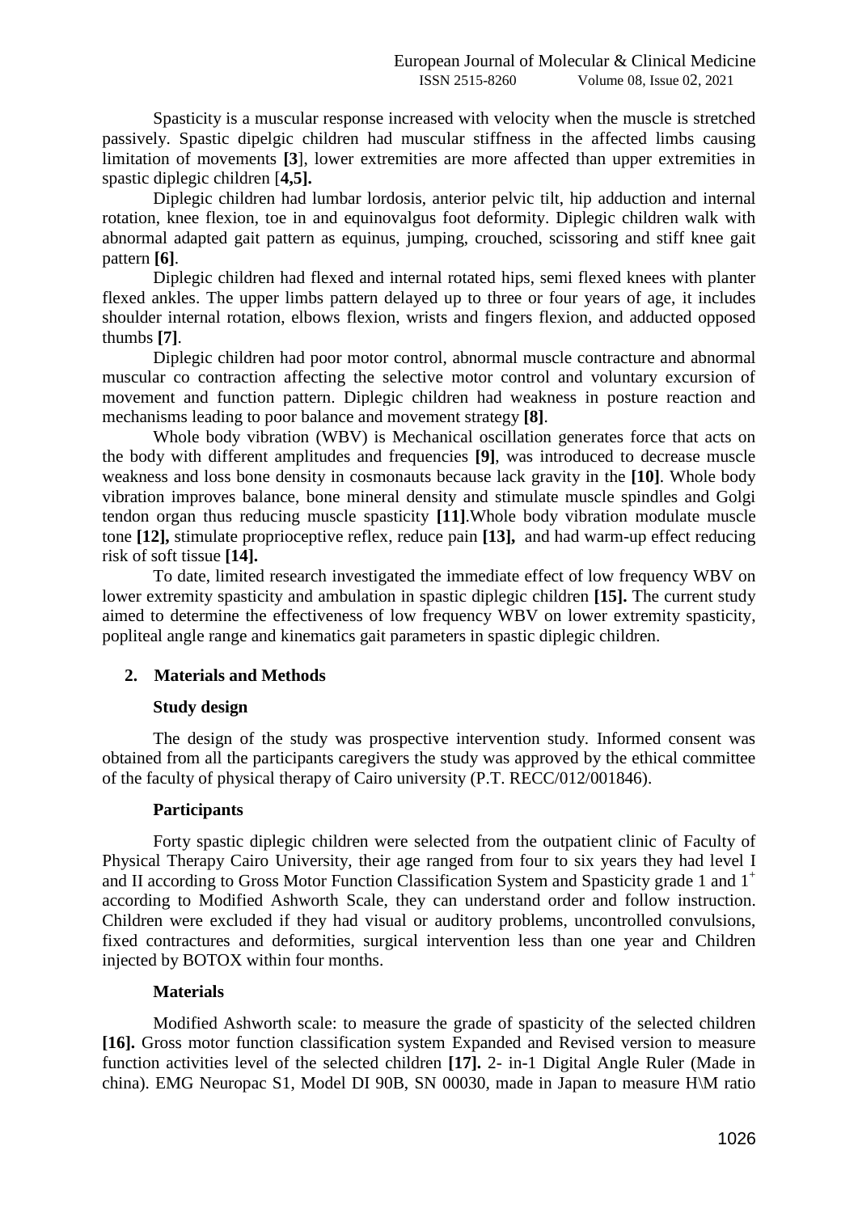Spasticity is a muscular response increased with velocity when the muscle is stretched passively. Spastic dipelgic children had muscular stiffness in the affected limbs causing limitation of movements **[3**], lower extremities are more affected than upper extremities in spastic diplegic children [**4,5].**

Diplegic children had lumbar lordosis, anterior pelvic tilt, hip adduction and internal rotation, knee flexion, toe in and equinovalgus foot deformity. Diplegic children walk with abnormal adapted gait pattern as equinus, jumping, crouched, scissoring and stiff knee gait pattern **[6]**.

Diplegic children had flexed and internal rotated hips, semi flexed knees with planter flexed ankles. The upper limbs pattern delayed up to three or four years of age, it includes shoulder internal rotation, elbows flexion, wrists and fingers flexion, and adducted opposed thumbs **[7]**.

Diplegic children had poor motor control, abnormal muscle contracture and abnormal muscular co contraction affecting the selective motor control and voluntary excursion of movement and function pattern. Diplegic children had weakness in posture reaction and mechanisms leading to poor balance and movement strategy **[8]**.

Whole body vibration (WBV) is Mechanical oscillation generates force that acts on the body with different amplitudes and frequencies **[9]**, was introduced to decrease muscle weakness and loss bone density in cosmonauts because lack gravity in the **[10]**. Whole body vibration improves balance, bone mineral density and stimulate muscle spindles and Golgi tendon organ thus reducing muscle spasticity **[11]**.Whole body vibration modulate muscle tone **[12],** stimulate proprioceptive reflex, reduce pain **[13],** and had warm-up effect reducing risk of soft tissue **[14].**

To date, limited research investigated the immediate effect of low frequency WBV on lower extremity spasticity and ambulation in spastic diplegic children **[15].** The current study aimed to determine the effectiveness of low frequency WBV on lower extremity spasticity, popliteal angle range and kinematics gait parameters in spastic diplegic children.

## 2. Materials and Methods

### Study design

The design of the study was prospective intervention study. Informed consent was obtained from all the participants caregivers the study was approved by the ethical committee of the faculty of physical therapy of Cairo university (P.T. RECC/012/001846).

### Participants

Forty spastic diplegic children were selected from the outpatient clinic of Faculty of Physical Therapy Cairo University, their age ranged from four to six years they had level I and II according to Gross Motor Function Classification System and Spasticity grade 1 and $1^{+}$ according to Modified Ashworth Scale, they can understand order and follow instruction. Children were excluded if they had visual or auditory problems, uncontrolled convulsions, fixed contractures and deformities, surgical intervention less than one year and Children injected by BOTOX within four months.

### Materials

Modified Ashworth scale: to measure the grade of spasticity of the selected children **[16].** Gross motor function classification system Expanded and Revised version to measure function activities level of the selected children **[17].** 2- in-1 Digital Angle Ruler (Made in china). EMG Neuropac S1, Model DI 90B, SN 00030, made in Japan to measure H\M ratio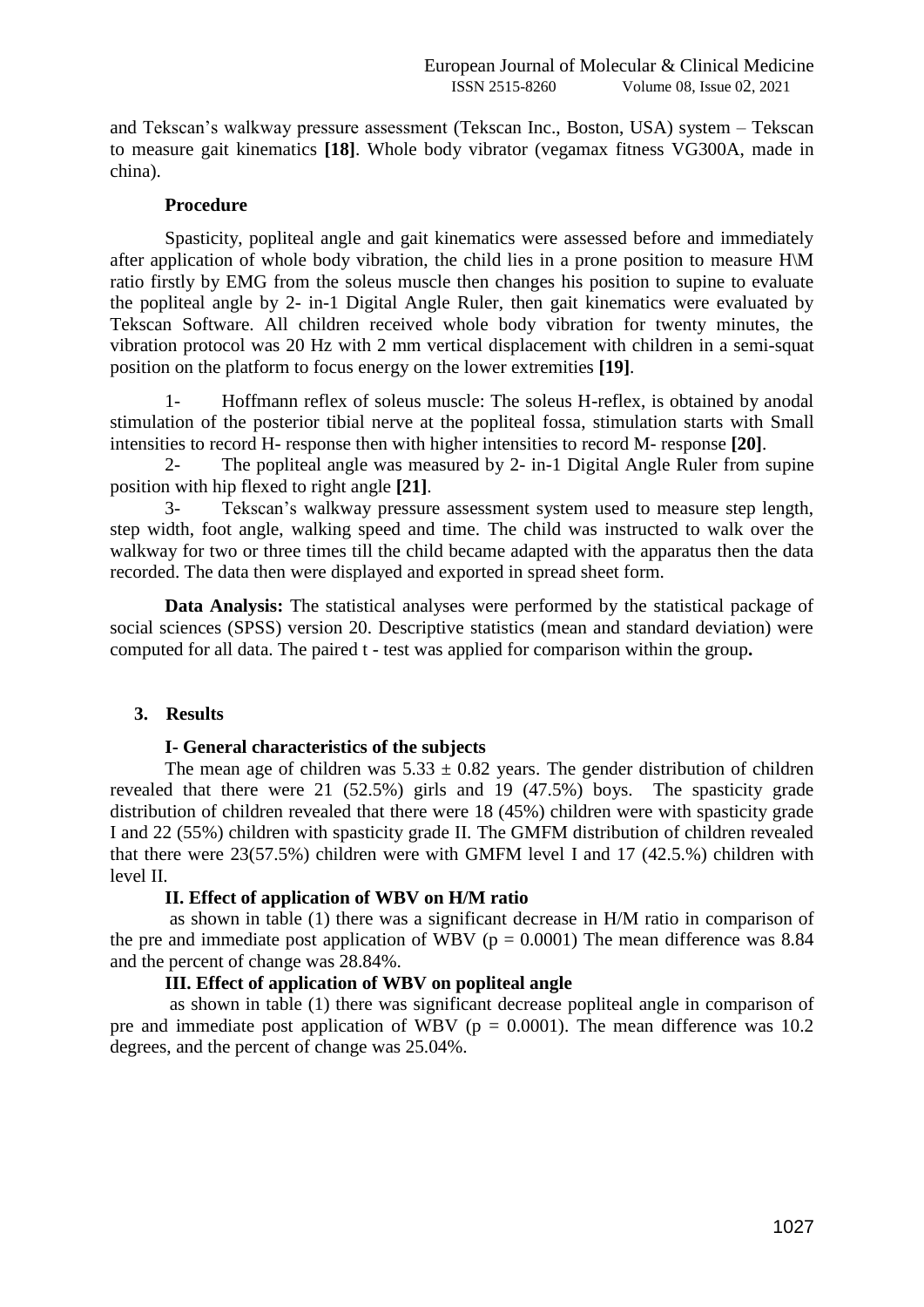and Tekscan's walkway pressure assessment (Tekscan Inc., Boston, USA) system – Tekscan to measure gait kinematics **[18]**. Whole body vibrator (vegamax fitness VG300A, made in china).

**Procedure**

Spasticity, popliteal angle and gait kinematics were assessed before and immediately after application of whole body vibration, the child lies in a prone position to measure H\M ratio firstly by EMG from the soleus muscle then changes his position to supine to evaluate the popliteal angle by 2- in-1 Digital Angle Ruler, then gait kinematics were evaluated by Tekscan Software. All children received whole body vibration for twenty minutes, the vibration protocol was 20 Hz with 2 mm vertical displacement with children in a semi-squat position on the platform to focus energy on the lower extremities **[19]**.

1- Hoffmann reflex of soleus muscle: The soleus H-reflex, is obtained by anodal stimulation of the posterior tibial nerve at the popliteal fossa, stimulation starts with Small intensities to record H- response then with higher intensities to record M- response **[20]**.

2- The popliteal angle was measured by 2- in-1 Digital Angle Ruler from supine position with hip flexed to right angle **[21]**.

3- Tekscan's walkway pressure assessment system used to measure step length, step width, foot angle, walking speed and time. The child was instructed to walk over the walkway for two or three times till the child became adapted with the apparatus then the data recorded. The data then were displayed and exported in spread sheet form.

**Data Analysis:** The statistical analyses were performed by the statistical package of social sciences (SPSS) version 20. Descriptive statistics (mean and standard deviation) were computed for all data. The paired t - test was applied for comparison within the group**.**

## 3. Results

### I- General characteristics of the subjects

The mean age of children was $5.33 \pm 0.82$ years. The gender distribution of children revealed that there were 21 (52.5%) girls and 19 (47.5%) boys. The spasticity grade distribution of children revealed that there were 18 (45%) children were with spasticity grade I and 22 (55%) children with spasticity grade II. The GMFM distribution of children revealed that there were 23(57.5%) children were with GMFM level I and 17 (42.5.%) children with level II.

### II. Effect of application of WBV on H/M ratio

as shown in table (1) there was a significant decrease in H/M ratio in comparison of the pre and immediate post application of WBV ($p = 0.0001$) The mean difference was 8.84 and the percent of change was 28.84%.

### III. Effect of application of WBV on popliteal angle

as shown in table (1) there was significant decrease popliteal angle in comparison of pre and immediate post application of WBV ($p = 0.0001$). The mean difference was 10.2 degrees, and the percent of change was 25.04%.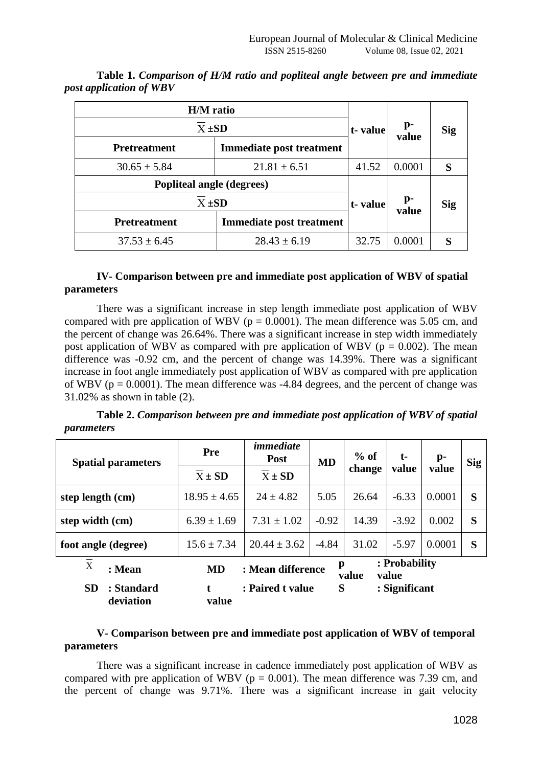**Table 1.** ***Comparison of H/M ratio and popliteal angle between pre and immediate post application of WBV***

| H/M ratio | | t- value | p-value | Sig |
|---|---|---|---|---|
| $\overline{X}$ ±SD | | | | |
| **Pretreatment** | **Immediate post treatment** | | | |
| 30.65 ± 5.84 | 21.81 ± 6.51 | 41.52 | 0.0001 | **S** |
| **Popliteal angle (degrees)** | | **t- value** | **p-value** | **Sig** |
| $\overline{X}$ ±SD | | | | |
| **Pretreatment** | **Immediate post treatment** | | | |
| 37.53 ± 6.45 | 28.43 ± 6.19 | 32.75 | 0.0001 | **S** |

**IV- Comparison between pre and immediate post application of WBV of spatial parameters**

There was a significant increase in step length immediate post application of WBV compared with pre application of WBV (p = 0.0001). The mean difference was 5.05 cm, and the percent of change was 26.64%. There was a significant increase in step width immediately post application of WBV as compared with pre application of WBV (p = 0.002). The mean difference was -0.92 cm, and the percent of change was 14.39%. There was a significant increase in foot angle immediately post application of WBV as compared with pre application of WBV (p = 0.0001). The mean difference was -4.84 degrees, and the percent of change was 31.02% as shown in table (2).

**Table 2.** ***Comparison between pre and immediate post application of WBV of spatial parameters***

| Spatial parameters | Pre | *immediate* Post | MD | % of change | t-value | p-value | Sig |
|---|---|---|---|---|---|---|---|
| | $\overline{X}$ ± SD | $\overline{X}$ ± SD | | | | | |
| **step length (cm)** | 18.95 ± 4.65 | 24 ± 4.82 | 5.05 | 26.64 | -6.33 | 0.0001 | **S** |
| **step width (cm)** | 6.39 ± 1.69 | 7.31 ± 1.02 | -0.92 | 14.39 | -3.92 | 0.002 | **S** |
| **foot angle (degree)** | 15.6 ± 7.34 | 20.44 ± 3.62 | -4.84 | 31.02 | -5.97 | 0.0001 | **S** |

$\overline{X}$ **: Mean** &nbsp;&nbsp; **MD : Mean difference** &nbsp;&nbsp; **p value : Probability value**

**SD : Standard deviation** &nbsp;&nbsp; **t value : Paired t value** &nbsp;&nbsp; **S : Significant**

**V- Comparison between pre and immediate post application of WBV of temporal parameters**

There was a significant increase in cadence immediately post application of WBV as compared with pre application of WBV (p = 0.001). The mean difference was 7.39 cm, and the percent of change was 9.71%. There was a significant increase in gait velocity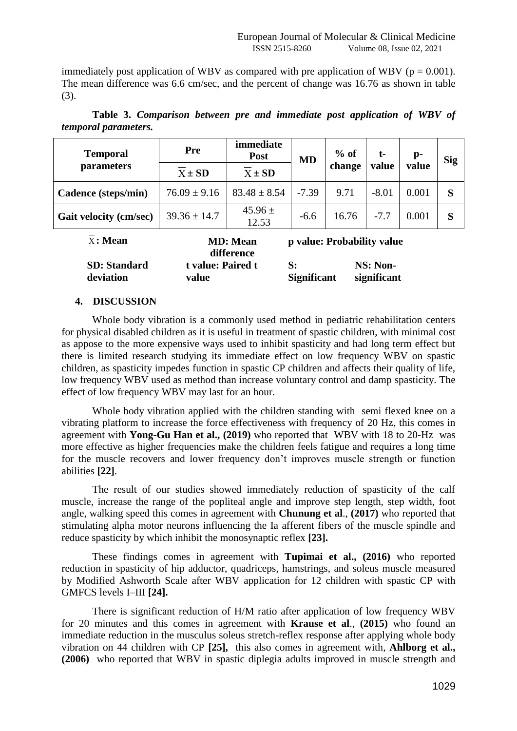immediately post application of WBV as compared with pre application of WBV ($p = 0.001$). The mean difference was 6.6 cm/sec, and the percent of change was 16.76 as shown in table (3).

**Table 3.** ***Comparison between pre and immediate post application of WBV of temporal parameters.***

| Temporal parameters | Pre | immediate Post | MD | % of change | t-value | p-value | Sig |
|---|---|---|---|---|---|---|---|
| | $\bar{X} \pm SD$ | $\bar{X} \pm SD$ | | | | | |
| **Cadence (steps/min)** | 76.09 ± 9.16 | 83.48 ± 8.54 | -7.39 | 9.71 | -8.01 | 0.001 | **S** |
| **Gait velocity (cm/sec)** | 39.36 ± 14.7 | 45.96 ± 12.53 | -6.6 | 16.76 | -7.7 | 0.001 | **S** |

**$\bar{X}$: Mean** **MD: Mean difference** **p value: Probability value**
**SD: Standard deviation** **t value: Paired t value** **S: Significant** **NS: Non-significant**

## 4. DISCUSSION

Whole body vibration is a commonly used method in pediatric rehabilitation centers for physical disabled children as it is useful in treatment of spastic children, with minimal cost as appose to the more expensive ways used to inhibit spasticity and had long term effect but there is limited research studying its immediate effect on low frequency WBV on spastic children, as spasticity impedes function in spastic CP children and affects their quality of life, low frequency WBV used as method than increase voluntary control and damp spasticity. The effect of low frequency WBV may last for an hour.

Whole body vibration applied with the children standing with semi flexed knee on a vibrating platform to increase the force effectiveness with frequency of 20 Hz, this comes in agreement with **Yong-Gu Han et al., (2019)** who reported that WBV with 18 to 20-Hz was more effective as higher frequencies make the children feels fatigue and requires a long time for the muscle recovers and lower frequency don't improves muscle strength or function abilities **[22]**.

The result of our studies showed immediately reduction of spasticity of the calf muscle, increase the range of the popliteal angle and improve step length, step width, foot angle, walking speed this comes in agreement with **Chunung et al**., **(2017)** who reported that stimulating alpha motor neurons influencing the Ia afferent fibers of the muscle spindle and reduce spasticity by which inhibit the monosynaptic reflex **[23].**

These findings comes in agreement with **Tupimai et al., (2016)** who reported reduction in spasticity of hip adductor, quadriceps, hamstrings, and soleus muscle measured by Modified Ashworth Scale after WBV application for 12 children with spastic CP with GMFCS levels I–III **[24].**

There is significant reduction of H/M ratio after application of low frequency WBV for 20 minutes and this comes in agreement with **Krause et al**., **(2015)** who found an immediate reduction in the musculus soleus stretch-reflex response after applying whole body vibration on 44 children with CP **[25],** this also comes in agreement with, **Ahlborg et al., (2006)** who reported that WBV in spastic diplegia adults improved in muscle strength and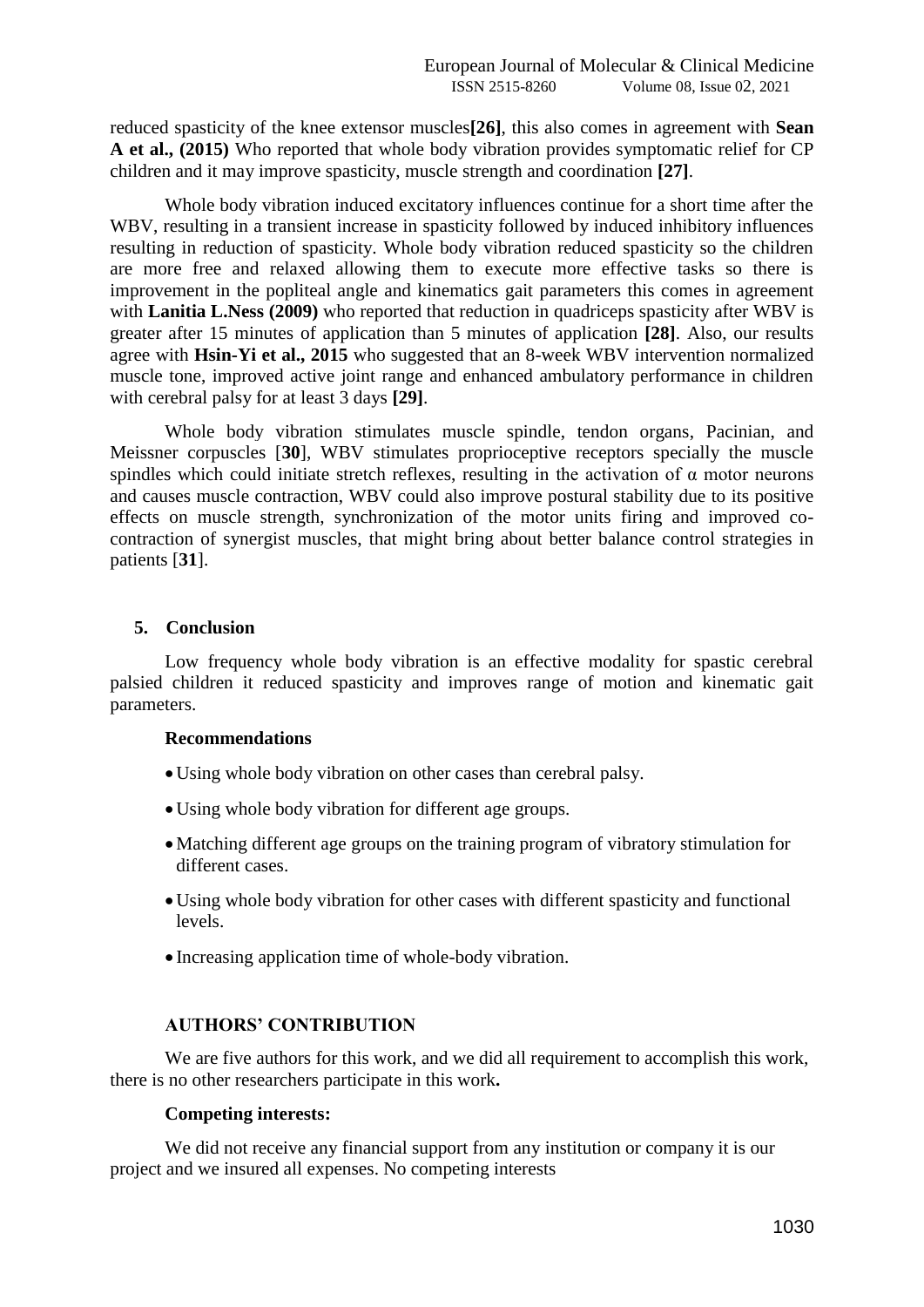reduced spasticity of the knee extensor muscles**[26]**, this also comes in agreement with **Sean A et al., (2015)** Who reported that whole body vibration provides symptomatic relief for CP children and it may improve spasticity, muscle strength and coordination **[27]**.

Whole body vibration induced excitatory influences continue for a short time after the WBV, resulting in a transient increase in spasticity followed by induced inhibitory influences resulting in reduction of spasticity. Whole body vibration reduced spasticity so the children are more free and relaxed allowing them to execute more effective tasks so there is improvement in the popliteal angle and kinematics gait parameters this comes in agreement with **Lanitia L.Ness (2009)** who reported that reduction in quadriceps spasticity after WBV is greater after 15 minutes of application than 5 minutes of application **[28]**. Also, our results agree with **Hsin-Yi et al., 2015** who suggested that an 8-week WBV intervention normalized muscle tone, improved active joint range and enhanced ambulatory performance in children with cerebral palsy for at least 3 days **[29]**.

Whole body vibration stimulates muscle spindle, tendon organs, Pacinian, and Meissner corpuscles [**30**], WBV stimulates proprioceptive receptors specially the muscle spindles which could initiate stretch reflexes, resulting in the activation of α motor neurons and causes muscle contraction, WBV could also improve postural stability due to its positive effects on muscle strength, synchronization of the motor units firing and improved co-contraction of synergist muscles, that might bring about better balance control strategies in patients [**31**].

## 5. Conclusion

Low frequency whole body vibration is an effective modality for spastic cerebral palsied children it reduced spasticity and improves range of motion and kinematic gait parameters.

### Recommendations

- Using whole body vibration on other cases than cerebral palsy.
- Using whole body vibration for different age groups.
- Matching different age groups on the training program of vibratory stimulation for different cases.
- Using whole body vibration for other cases with different spasticity and functional levels.
- Increasing application time of whole-body vibration.

### AUTHORS' CONTRIBUTION

We are five authors for this work, and we did all requirement to accomplish this work, there is no other researchers participate in this work**.**

### Competing interests:

We did not receive any financial support from any institution or company it is our project and we insured all expenses. No competing interests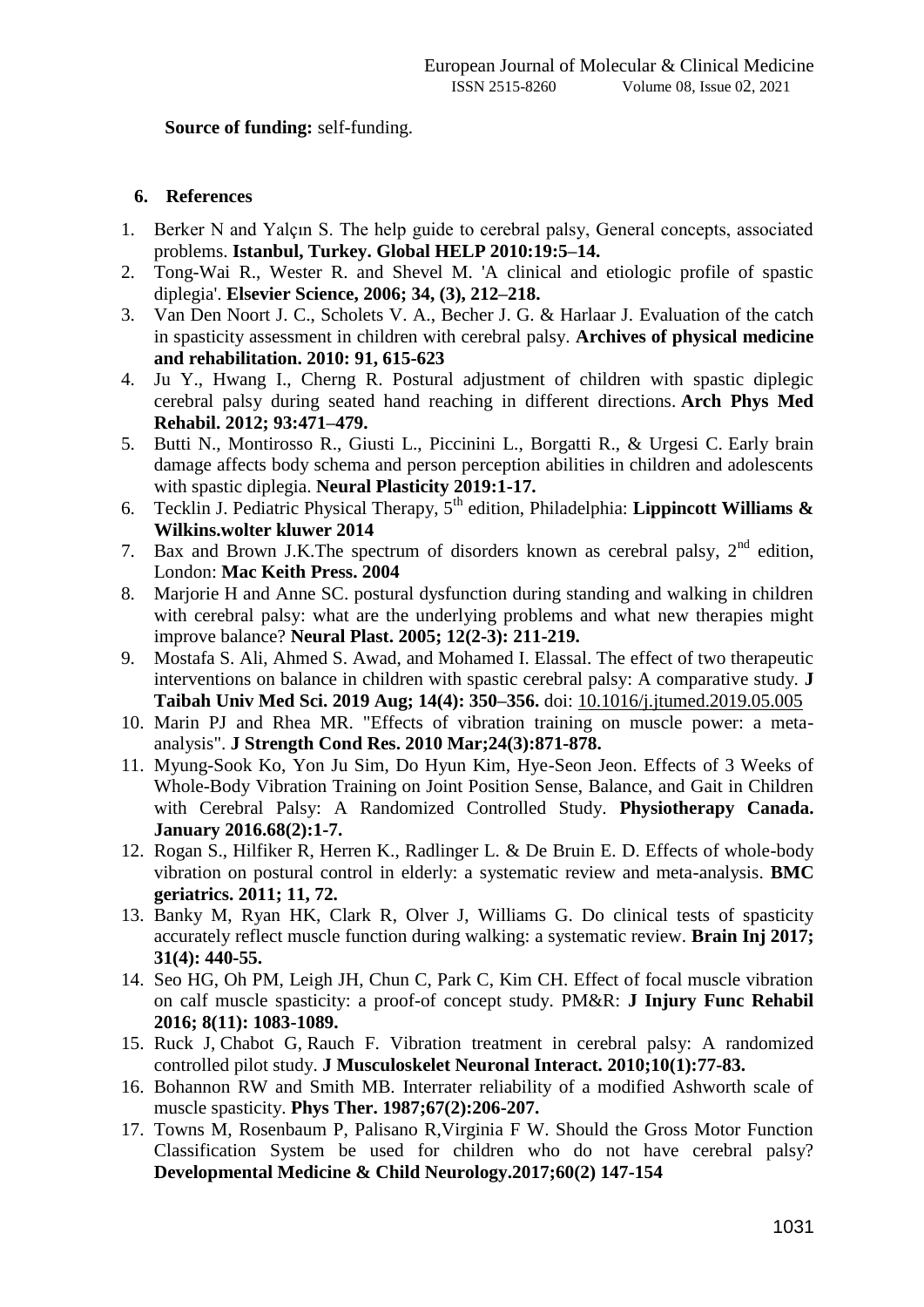**Source of funding:** self-funding.

## 6. References

1. Berker N and Yalçın S. The help guide to cerebral palsy, General concepts, associated problems. **Istanbul, Turkey. Global HELP 2010:19:5–14.**
2. Tong-Wai R., Wester R. and Shevel M. 'A clinical and etiologic profile of spastic diplegia'. **Elsevier Science, 2006; 34, (3), 212–218.**
3. Van Den Noort J. C., Scholets V. A., Becher J. G. & Harlaar J. Evaluation of the catch in spasticity assessment in children with cerebral palsy. **Archives of physical medicine and rehabilitation. 2010: 91, 615-623**
4. Ju Y., Hwang I., Cherng R. Postural adjustment of children with spastic diplegic cerebral palsy during seated hand reaching in different directions. **Arch Phys Med Rehabil. 2012; 93:471–479.**
5. Butti N., Montirosso R., Giusti L., Piccinini L., Borgatti R., & Urgesi C. Early brain damage affects body schema and person perception abilities in children and adolescents with spastic diplegia. **Neural Plasticity 2019:1-17.**
6. Tecklin J. Pediatric Physical Therapy, 5th edition, Philadelphia: **Lippincott Williams & Wilkins.wolter kluwer 2014**
7. Bax and Brown J.K.The spectrum of disorders known as cerebral palsy, 2nd edition, London: **Mac Keith Press. 2004**
8. Marjorie H and Anne SC. postural dysfunction during standing and walking in children with cerebral palsy: what are the underlying problems and what new therapies might improve balance? **Neural Plast. 2005; 12(2-3): 211-219.**
9. Mostafa S. Ali, Ahmed S. Awad, and Mohamed I. Elassal. The effect of two therapeutic interventions on balance in children with spastic cerebral palsy: A comparative study. **J Taibah Univ Med Sci. 2019 Aug; 14(4): 350–356.** doi: 10.1016/j.jtumed.2019.05.005
10. Marin PJ and Rhea MR. "Effects of vibration training on muscle power: a meta-analysis". **J Strength Cond Res. 2010 Mar;24(3):871-878.**
11. Myung-Sook Ko, Yon Ju Sim, Do Hyun Kim, Hye-Seon Jeon. Effects of 3 Weeks of Whole-Body Vibration Training on Joint Position Sense, Balance, and Gait in Children with Cerebral Palsy: A Randomized Controlled Study. **Physiotherapy Canada. January 2016.68(2):1-7.**
12. Rogan S., Hilfiker R, Herren K., Radlinger L. & De Bruin E. D. Effects of whole-body vibration on postural control in elderly: a systematic review and meta-analysis. **BMC geriatrics. 2011; 11, 72.**
13. Banky M, Ryan HK, Clark R, Olver J, Williams G. Do clinical tests of spasticity accurately reflect muscle function during walking: a systematic review. **Brain Inj 2017; 31(4): 440-55.**
14. Seo HG, Oh PM, Leigh JH, Chun C, Park C, Kim CH. Effect of focal muscle vibration on calf muscle spasticity: a proof-of concept study. PM&R: **J Injury Func Rehabil 2016; 8(11): 1083-1089.**
15. Ruck J, Chabot G, Rauch F. Vibration treatment in cerebral palsy: A randomized controlled pilot study. **J Musculoskelet Neuronal Interact. 2010;10(1):77-83.**
16. Bohannon RW and Smith MB. Interrater reliability of a modified Ashworth scale of muscle spasticity. **Phys Ther. 1987;67(2):206-207.**
17. Towns M, Rosenbaum P, Palisano R,Virginia F W. Should the Gross Motor Function Classification System be used for children who do not have cerebral palsy? **Developmental Medicine & Child Neurology.2017;60(2) 147-154**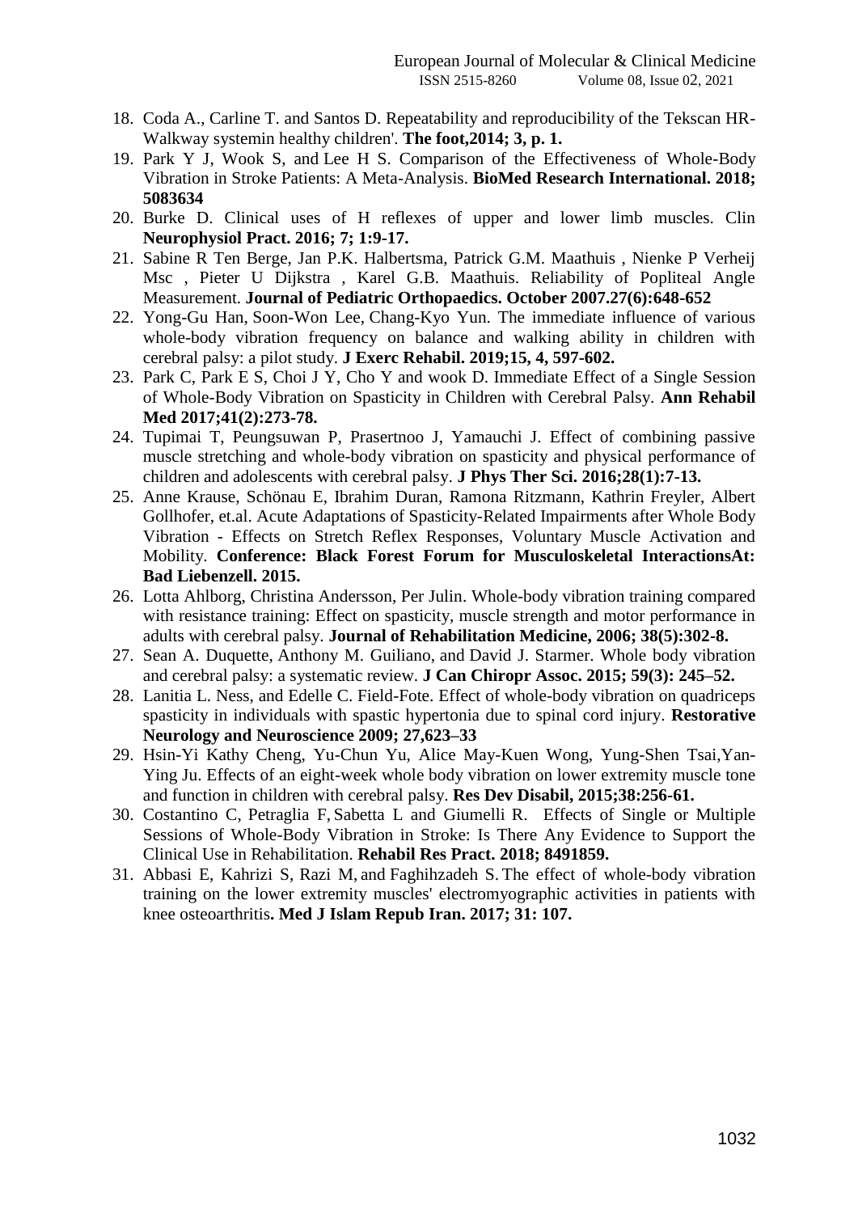18. Coda A., Carline T. and Santos D. Repeatability and reproducibility of the Tekscan HR-Walkway systemin healthy children'. **The foot,2014; 3, p. 1.**
19. Park Y J, Wook S, and Lee H S. Comparison of the Effectiveness of Whole-Body Vibration in Stroke Patients: A Meta-Analysis. **BioMed Research International. 2018; 5083634**
20. Burke D. Clinical uses of H reflexes of upper and lower limb muscles. Clin **Neurophysiol Pract. 2016; 7; 1:9-17.**
21. Sabine R Ten Berge, Jan P.K. Halbertsma, Patrick G.M. Maathuis , Nienke P Verheij Msc , Pieter U Dijkstra , Karel G.B. Maathuis. Reliability of Popliteal Angle Measurement. **Journal of Pediatric Orthopaedics. October 2007.27(6):648-652**
22. Yong-Gu Han, Soon-Won Lee, Chang-Kyo Yun. The immediate influence of various whole-body vibration frequency on balance and walking ability in children with cerebral palsy: a pilot study. **J Exerc Rehabil. 2019;15, 4, 597-602.**
23. Park C, Park E S, Choi J Y, Cho Y and wook D. Immediate Effect of a Single Session of Whole-Body Vibration on Spasticity in Children with Cerebral Palsy. **Ann Rehabil Med 2017;41(2):273-78.**
24. Tupimai T, Peungsuwan P, Prasertnoo J, Yamauchi J. Effect of combining passive muscle stretching and whole-body vibration on spasticity and physical performance of children and adolescents with cerebral palsy. **J Phys Ther Sci. 2016;28(1):7-13.**
25. Anne Krause, Schönau E, Ibrahim Duran, Ramona Ritzmann, Kathrin Freyler, Albert Gollhofer, et.al. Acute Adaptations of Spasticity-Related Impairments after Whole Body Vibration - Effects on Stretch Reflex Responses, Voluntary Muscle Activation and Mobility. **Conference: Black Forest Forum for Musculoskeletal InteractionsAt: Bad Liebenzell. 2015.**
26. Lotta Ahlborg, Christina Andersson, Per Julin. Whole-body vibration training compared with resistance training: Effect on spasticity, muscle strength and motor performance in adults with cerebral palsy. **Journal of Rehabilitation Medicine, 2006; 38(5):302-8.**
27. Sean A. Duquette, Anthony M. Guiliano, and David J. Starmer. Whole body vibration and cerebral palsy: a systematic review. **J Can Chiropr Assoc. 2015; 59(3): 245–52.**
28. Lanitia L. Ness, and Edelle C. Field-Fote. Effect of whole-body vibration on quadriceps spasticity in individuals with spastic hypertonia due to spinal cord injury. **Restorative Neurology and Neuroscience 2009; 27,623–33**
29. Hsin-Yi Kathy Cheng, Yu-Chun Yu, Alice May-Kuen Wong, Yung-Shen Tsai,Yan-Ying Ju. Effects of an eight-week whole body vibration on lower extremity muscle tone and function in children with cerebral palsy. **Res Dev Disabil, 2015;38:256-61.**
30. Costantino C, Petraglia F, Sabetta L and Giumelli R. Effects of Single or Multiple Sessions of Whole-Body Vibration in Stroke: Is There Any Evidence to Support the Clinical Use in Rehabilitation. **Rehabil Res Pract. 2018; 8491859.**
31. Abbasi E, Kahrizi S, Razi M, and Faghihzadeh S. The effect of whole-body vibration training on the lower extremity muscles' electromyographic activities in patients with knee osteoarthritis**. Med J Islam Repub Iran. 2017; 31: 107.**